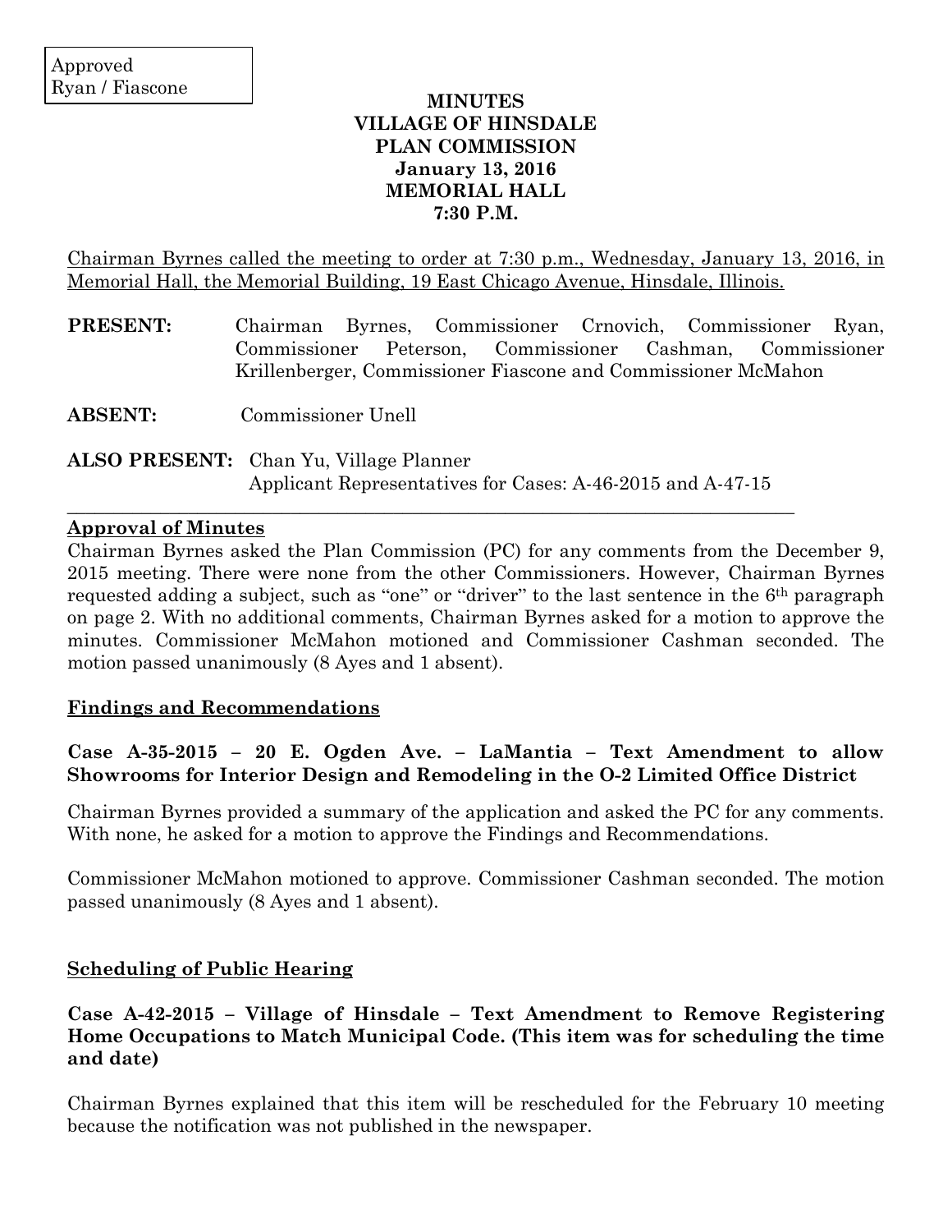Approved
Ryan / Fiascone

# MINUTES
# VILLAGE OF HINSDALE
# PLAN COMMISSION
# January 13, 2016
# MEMORIAL HALL
# 7:30 P.M.

Chairman Byrnes called the meeting to order at 7:30 p.m., Wednesday, January 13, 2016, in Memorial Hall, the Memorial Building, 19 East Chicago Avenue, Hinsdale, Illinois.

**PRESENT:** Chairman Byrnes, Commissioner Crnovich, Commissioner Ryan, Commissioner Peterson, Commissioner Cashman, Commissioner Krillenberger, Commissioner Fiascone and Commissioner McMahon

**ABSENT:** Commissioner Unell

**ALSO PRESENT:** Chan Yu, Village Planner
Applicant Representatives for Cases: A-46-2015 and A-47-15

## Approval of Minutes

Chairman Byrnes asked the Plan Commission (PC) for any comments from the December 9, 2015 meeting. There were none from the other Commissioners. However, Chairman Byrnes requested adding a subject, such as "one" or "driver" to the last sentence in the 6th paragraph on page 2. With no additional comments, Chairman Byrnes asked for a motion to approve the minutes. Commissioner McMahon motioned and Commissioner Cashman seconded. The motion passed unanimously (8 Ayes and 1 absent).

## Findings and Recommendations

**Case A-35-2015 – 20 E. Ogden Ave. – LaMantia – Text Amendment to allow Showrooms for Interior Design and Remodeling in the O-2 Limited Office District**

Chairman Byrnes provided a summary of the application and asked the PC for any comments. With none, he asked for a motion to approve the Findings and Recommendations.

Commissioner McMahon motioned to approve. Commissioner Cashman seconded. The motion passed unanimously (8 Ayes and 1 absent).

## Scheduling of Public Hearing

**Case A-42-2015 – Village of Hinsdale – Text Amendment to Remove Registering Home Occupations to Match Municipal Code. (This item was for scheduling the time and date)**

Chairman Byrnes explained that this item will be rescheduled for the February 10 meeting because the notification was not published in the newspaper.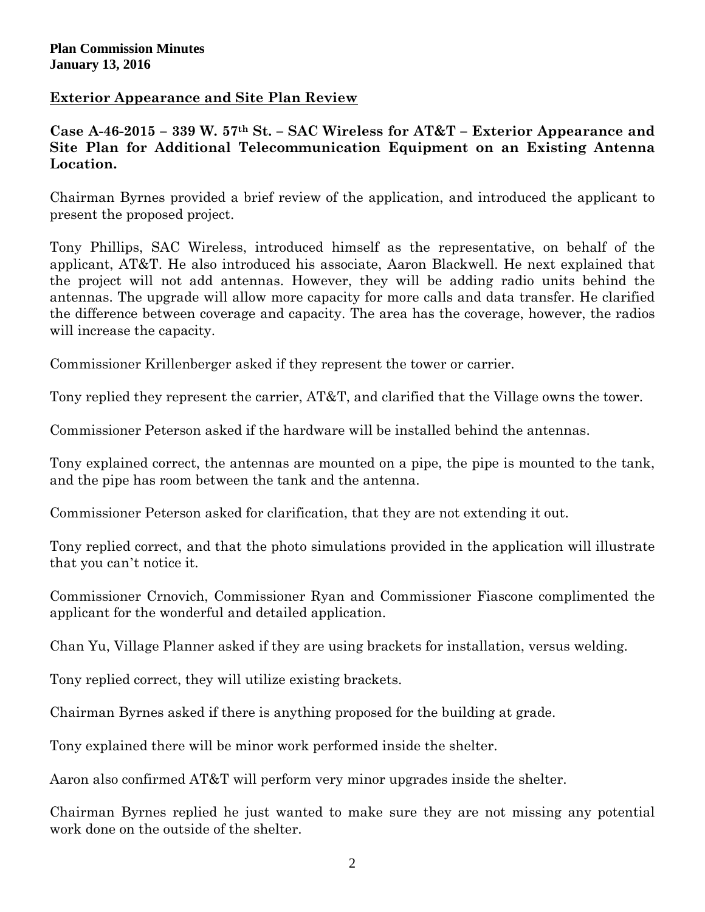**Plan Commission Minutes**
**January 13, 2016**

## Exterior Appearance and Site Plan Review

**Case A-46-2015 – 339 W. 57th St. – SAC Wireless for AT&T – Exterior Appearance and Site Plan for Additional Telecommunication Equipment on an Existing Antenna Location.**

Chairman Byrnes provided a brief review of the application, and introduced the applicant to present the proposed project.

Tony Phillips, SAC Wireless, introduced himself as the representative, on behalf of the applicant, AT&T. He also introduced his associate, Aaron Blackwell. He next explained that the project will not add antennas. However, they will be adding radio units behind the antennas. The upgrade will allow more capacity for more calls and data transfer. He clarified the difference between coverage and capacity. The area has the coverage, however, the radios will increase the capacity.

Commissioner Krillenberger asked if they represent the tower or carrier.

Tony replied they represent the carrier, AT&T, and clarified that the Village owns the tower.

Commissioner Peterson asked if the hardware will be installed behind the antennas.

Tony explained correct, the antennas are mounted on a pipe, the pipe is mounted to the tank, and the pipe has room between the tank and the antenna.

Commissioner Peterson asked for clarification, that they are not extending it out.

Tony replied correct, and that the photo simulations provided in the application will illustrate that you can't notice it.

Commissioner Crnovich, Commissioner Ryan and Commissioner Fiascone complimented the applicant for the wonderful and detailed application.

Chan Yu, Village Planner asked if they are using brackets for installation, versus welding.

Tony replied correct, they will utilize existing brackets.

Chairman Byrnes asked if there is anything proposed for the building at grade.

Tony explained there will be minor work performed inside the shelter.

Aaron also confirmed AT&T will perform very minor upgrades inside the shelter.

Chairman Byrnes replied he just wanted to make sure they are not missing any potential work done on the outside of the shelter.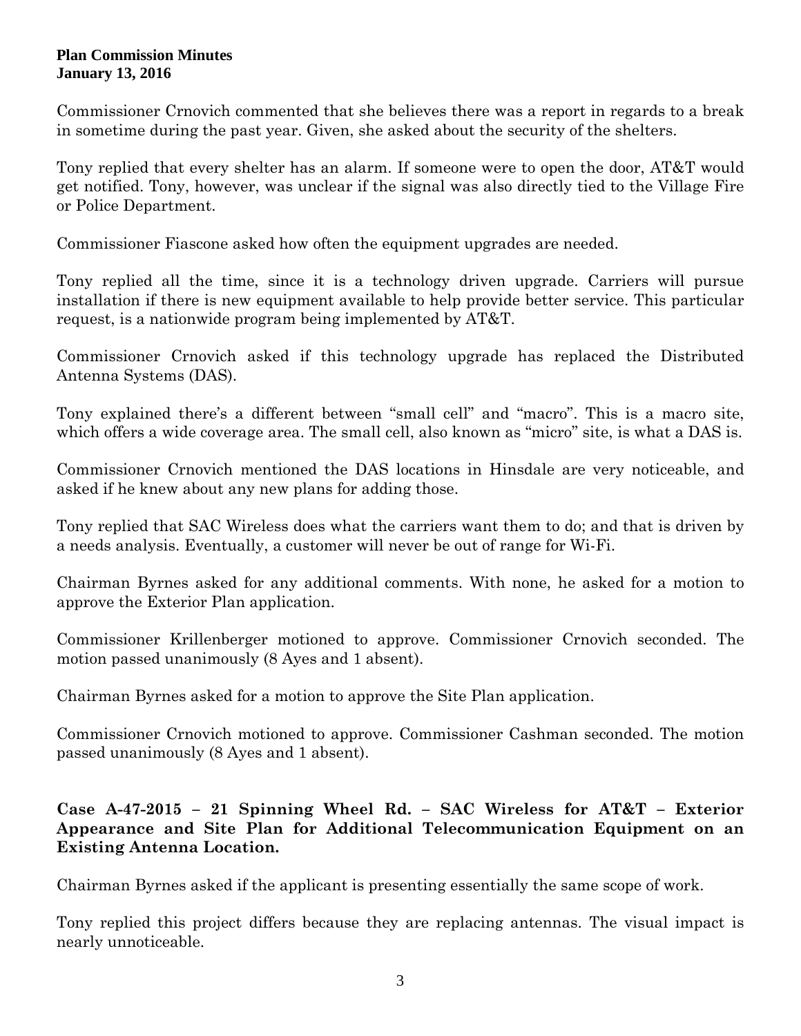Commissioner Crnovich commented that she believes there was a report in regards to a break in sometime during the past year. Given, she asked about the security of the shelters.

Tony replied that every shelter has an alarm. If someone were to open the door, AT&T would get notified. Tony, however, was unclear if the signal was also directly tied to the Village Fire or Police Department.

Commissioner Fiascone asked how often the equipment upgrades are needed.

Tony replied all the time, since it is a technology driven upgrade. Carriers will pursue installation if there is new equipment available to help provide better service. This particular request, is a nationwide program being implemented by AT&T.

Commissioner Crnovich asked if this technology upgrade has replaced the Distributed Antenna Systems (DAS).

Tony explained there's a different between "small cell" and "macro". This is a macro site, which offers a wide coverage area. The small cell, also known as "micro" site, is what a DAS is.

Commissioner Crnovich mentioned the DAS locations in Hinsdale are very noticeable, and asked if he knew about any new plans for adding those.

Tony replied that SAC Wireless does what the carriers want them to do; and that is driven by a needs analysis. Eventually, a customer will never be out of range for Wi-Fi.

Chairman Byrnes asked for any additional comments. With none, he asked for a motion to approve the Exterior Plan application.

Commissioner Krillenberger motioned to approve. Commissioner Crnovich seconded. The motion passed unanimously (8 Ayes and 1 absent).

Chairman Byrnes asked for a motion to approve the Site Plan application.

Commissioner Crnovich motioned to approve. Commissioner Cashman seconded. The motion passed unanimously (8 Ayes and 1 absent).

**Case A-47-2015 – 21 Spinning Wheel Rd. – SAC Wireless for AT&T – Exterior Appearance and Site Plan for Additional Telecommunication Equipment on an Existing Antenna Location.**

Chairman Byrnes asked if the applicant is presenting essentially the same scope of work.

Tony replied this project differs because they are replacing antennas. The visual impact is nearly unnoticeable.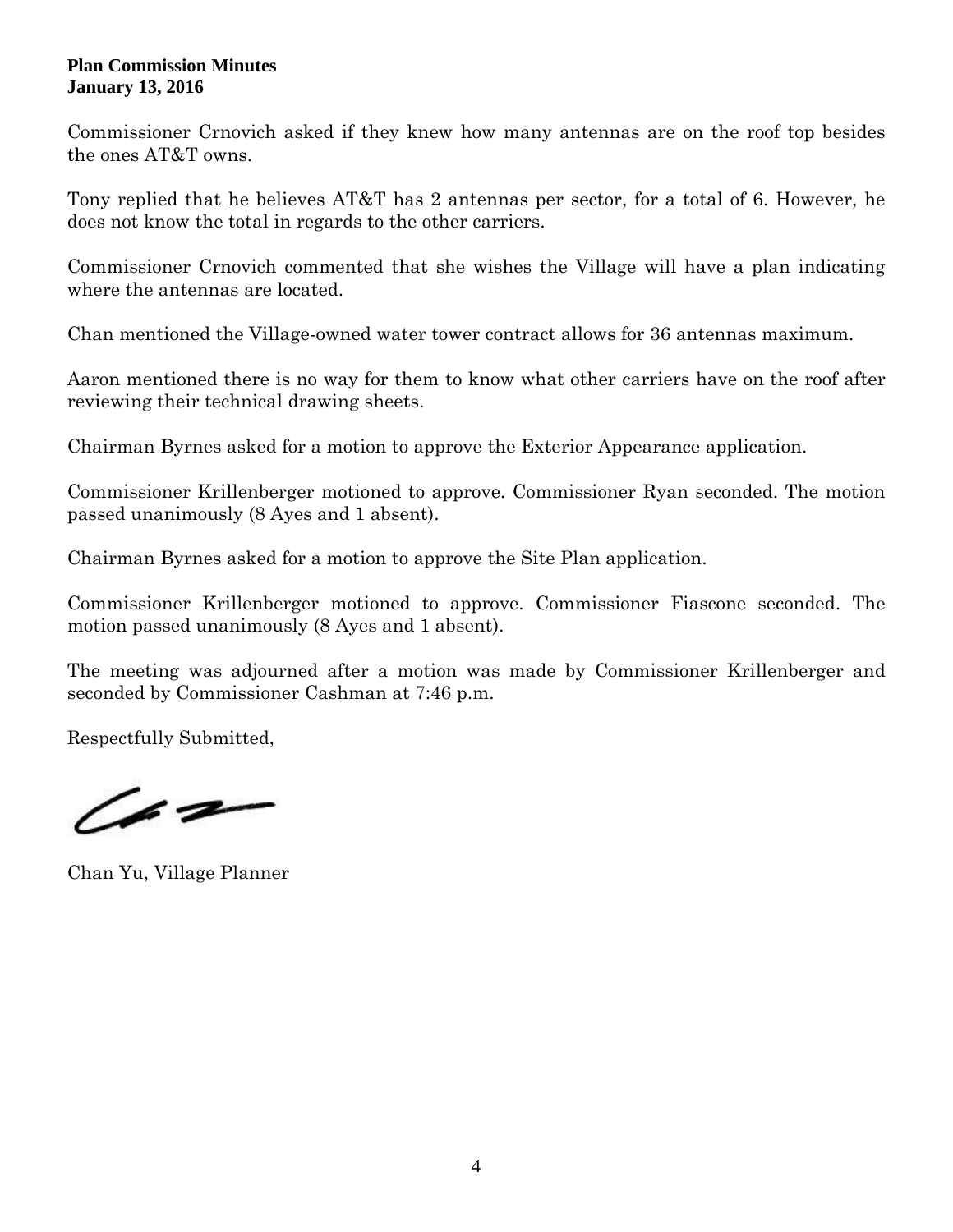Commissioner Crnovich asked if they knew how many antennas are on the roof top besides the ones AT&T owns.

Tony replied that he believes AT&T has 2 antennas per sector, for a total of 6. However, he does not know the total in regards to the other carriers.

Commissioner Crnovich commented that she wishes the Village will have a plan indicating where the antennas are located.

Chan mentioned the Village-owned water tower contract allows for 36 antennas maximum.

Aaron mentioned there is no way for them to know what other carriers have on the roof after reviewing their technical drawing sheets.

Chairman Byrnes asked for a motion to approve the Exterior Appearance application.

Commissioner Krillenberger motioned to approve. Commissioner Ryan seconded. The motion passed unanimously (8 Ayes and 1 absent).

Chairman Byrnes asked for a motion to approve the Site Plan application.

Commissioner Krillenberger motioned to approve. Commissioner Fiascone seconded. The motion passed unanimously (8 Ayes and 1 absent).

The meeting was adjourned after a motion was made by Commissioner Krillenberger and seconded by Commissioner Cashman at 7:46 p.m.

Respectfully Submitted,

Chan Yu, Village Planner